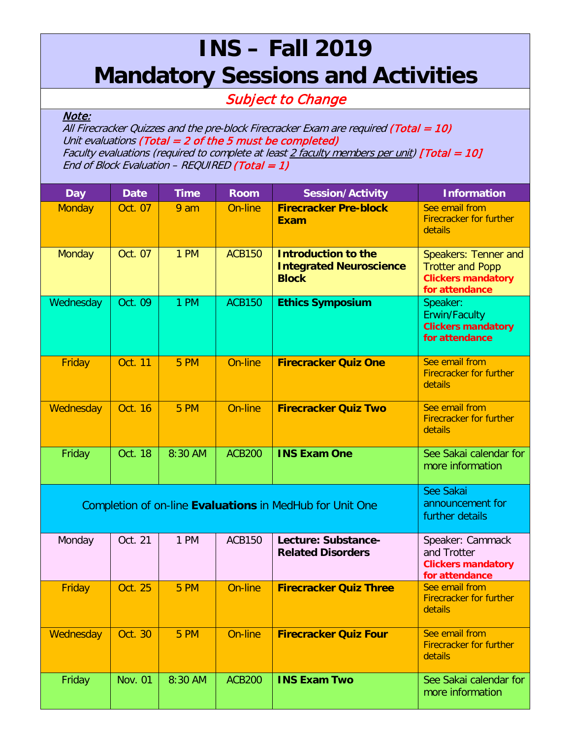# INS – Fall 2019
# Mandatory Sessions and Activities

*Subject to Change*

***Note:***
*All Firecracker Quizzes and the pre-block Firecracker Exam are required* ***(Total = 10)***
*Unit evaluations* ***(Total = 2 of the 5 must be completed)***
*Faculty evaluations (required to complete at least 2 faculty members per unit)* ***[Total = 10]***
*End of Block Evaluation – REQUIRED* ***(Total = 1)***

| Day | Date | Time | Room | Session/Activity | Information |
|---|---|---|---|---|---|
| Monday | Oct. 07 | 9 am | On-line | **Firecracker Pre-block Exam** | See email from Firecracker for further details |
| Monday | Oct. 07 | 1 PM | ACB150 | **Introduction to the Integrated Neuroscience Block** | Speakers: Tenner and Trotter and Popp **Clickers mandatory for attendance** |
| Wednesday | Oct. 09 | 1 PM | ACB150 | **Ethics Symposium** | Speaker: Erwin/Faculty **Clickers mandatory for attendance** |
| Friday | Oct. 11 | 5 PM | On-line | **Firecracker Quiz One** | See email from Firecracker for further details |
| Wednesday | Oct. 16 | 5 PM | On-line | **Firecracker Quiz Two** | See email from Firecracker for further details |
| Friday | Oct. 18 | 8:30 AM | ACB200 | **INS Exam One** | See Sakai calendar for more information |
| Completion of on-line **Evaluations** in MedHub for Unit One | | | | | See Sakai announcement for further details |
| Monday | Oct. 21 | 1 PM | ACB150 | **Lecture: Substance-Related Disorders** | Speaker: Cammack and Trotter **Clickers mandatory for attendance** |
| Friday | Oct. 25 | 5 PM | On-line | **Firecracker Quiz Three** | See email from Firecracker for further details |
| Wednesday | Oct. 30 | 5 PM | On-line | **Firecracker Quiz Four** | See email from Firecracker for further details |
| Friday | Nov. 01 | 8:30 AM | ACB200 | **INS Exam Two** | See Sakai calendar for more information |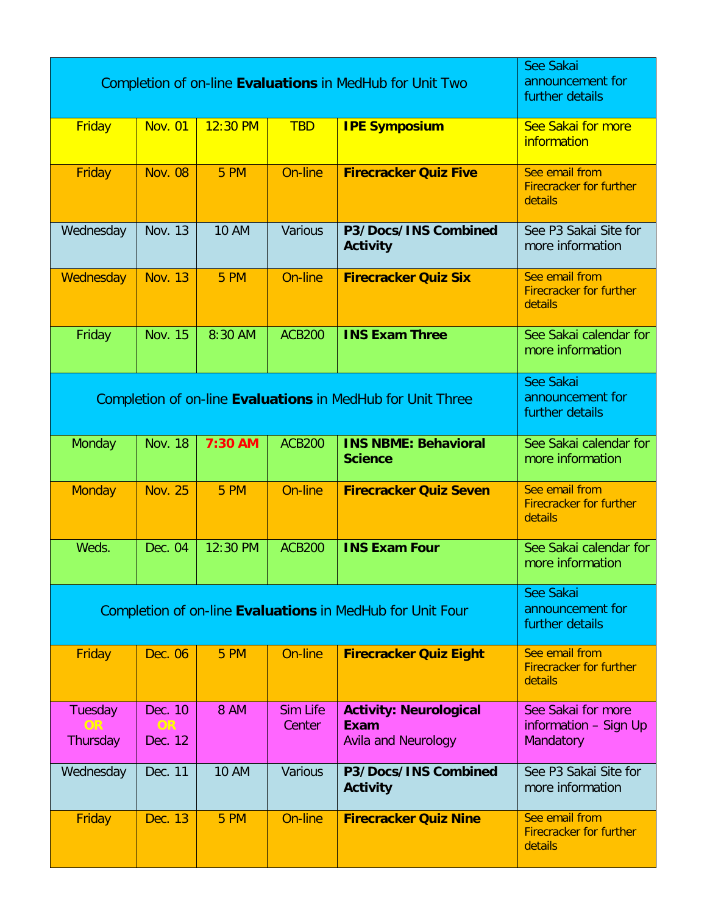| | | | | | |
|---|---|---|---|---|---|
| Completion of on-line **Evaluations** in MedHub for Unit Two | | | | | See Sakai announcement for further details |
| Friday | Nov. 01 | 12:30 PM | TBD | **IPE Symposium** | See Sakai for more information |
| Friday | Nov. 08 | 5 PM | On-line | **Firecracker Quiz Five** | See email from Firecracker for further details |
| Wednesday | Nov. 13 | 10 AM | Various | **P3/Docs/INS Combined Activity** | See P3 Sakai Site for more information |
| Wednesday | Nov. 13 | 5 PM | On-line | **Firecracker Quiz Six** | See email from Firecracker for further details |
| Friday | Nov. 15 | 8:30 AM | ACB200 | **INS Exam Three** | See Sakai calendar for more information |
| Completion of on-line **Evaluations** in MedHub for Unit Three | | | | | See Sakai announcement for further details |
| Monday | Nov. 18 | **7:30 AM** | ACB200 | **INS NBME: Behavioral Science** | See Sakai calendar for more information |
| Monday | Nov. 25 | 5 PM | On-line | **Firecracker Quiz Seven** | See email from Firecracker for further details |
| Weds. | Dec. 04 | 12:30 PM | ACB200 | **INS Exam Four** | See Sakai calendar for more information |
| Completion of on-line **Evaluations** in MedHub for Unit Four | | | | | See Sakai announcement for further details |
| Friday | Dec. 06 | 5 PM | On-line | **Firecracker Quiz Eight** | See email from Firecracker for further details |
| Tuesday **OR** Thursday | Dec. 10 **OR** Dec. 12 | 8 AM | Sim Life Center | **Activity: Neurological Exam** Avila and Neurology | See Sakai for more information – Sign Up Mandatory |
| Wednesday | Dec. 11 | 10 AM | Various | **P3/Docs/INS Combined Activity** | See P3 Sakai Site for more information |
| Friday | Dec. 13 | 5 PM | On-line | **Firecracker Quiz Nine** | See email from Firecracker for further details |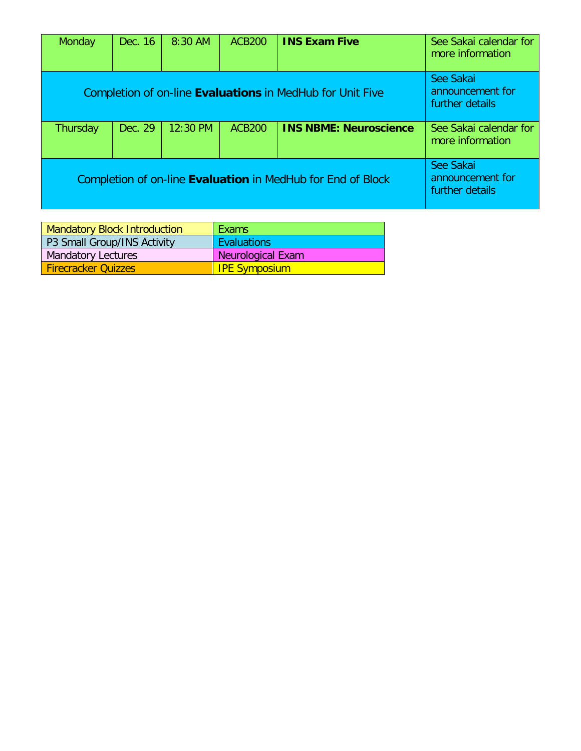| | | | | | |
|---|---|---|---|---|---|
| Monday | Dec. 16 | 8:30 AM | ACB200 | **INS Exam Five** | See Sakai calendar for more information |
| Completion of on-line **Evaluations** in MedHub for Unit Five | | | | | See Sakai announcement for further details |
| Thursday | Dec. 29 | 12:30 PM | ACB200 | **INS NBME: Neuroscience** | See Sakai calendar for more information |
| Completion of on-line **Evaluation** in MedHub for End of Block | | | | | See Sakai announcement for further details |

| | |
|---|---|
| Mandatory Block Introduction | Exams |
| P3 Small Group/INS Activity | Evaluations |
| Mandatory Lectures | Neurological Exam |
| Firecracker Quizzes | IPE Symposium |